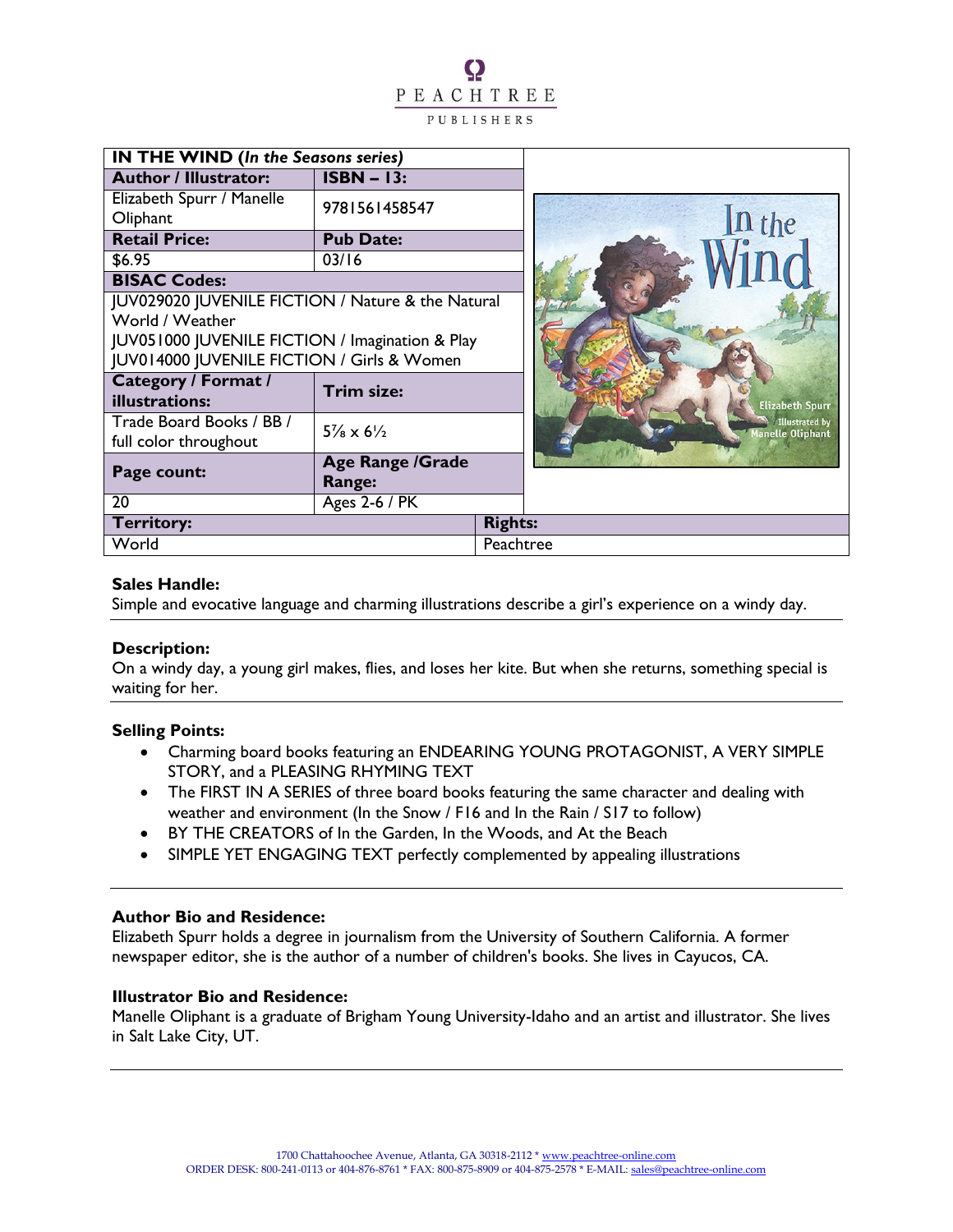PEACHTREE PUBLISHERS

| IN THE WIND (*In the Seasons series*) | |
|---|---|
| **Author / Illustrator:** | **ISBN – 13:** |
| Elizabeth Spurr / Manelle Oliphant | 9781561458547 |
| **Retail Price:** | **Pub Date:** |
| $6.95 | 03/16 |
| **BISAC Codes:** | |
| JUV029020 JUVENILE FICTION / Nature & the Natural World / Weather<br>JUV051000 JUVENILE FICTION / Imagination & Play<br>JUV014000 JUVENILE FICTION / Girls & Women | |
| **Category / Format / illustrations:** | **Trim size:** |
| Trade Board Books / BB / full color throughout | 5⅞ x 6½ |
| **Page count:** | **Age Range /Grade Range:** |
| 20 | Ages 2-6 / PK |
| **Territory:** | **Rights:** |
| World | Peachtree |

**Sales Handle:**
Simple and evocative language and charming illustrations describe a girl's experience on a windy day.

**Description:**
On a windy day, a young girl makes, flies, and loses her kite. But when she returns, something special is waiting for her.

**Selling Points:**

- Charming board books featuring an ENDEARING YOUNG PROTAGONIST, A VERY SIMPLE STORY, and a PLEASING RHYMING TEXT
- The FIRST IN A SERIES of three board books featuring the same character and dealing with weather and environment (In the Snow / F16 and In the Rain / S17 to follow)
- BY THE CREATORS of In the Garden, In the Woods, and At the Beach
- SIMPLE YET ENGAGING TEXT perfectly complemented by appealing illustrations

**Author Bio and Residence:**
Elizabeth Spurr holds a degree in journalism from the University of Southern California. A former newspaper editor, she is the author of a number of children's books. She lives in Cayucos, CA.

**Illustrator Bio and Residence:**
Manelle Oliphant is a graduate of Brigham Young University-Idaho and an artist and illustrator. She lives in Salt Lake City, UT.

1700 Chattahoochee Avenue, Atlanta, GA 30318-2112 * www.peachtree-online.com
ORDER DESK: 800-241-0113 or 404-876-8761 * FAX: 800-875-8909 or 404-875-2578 * E-MAIL: sales@peachtree-online.com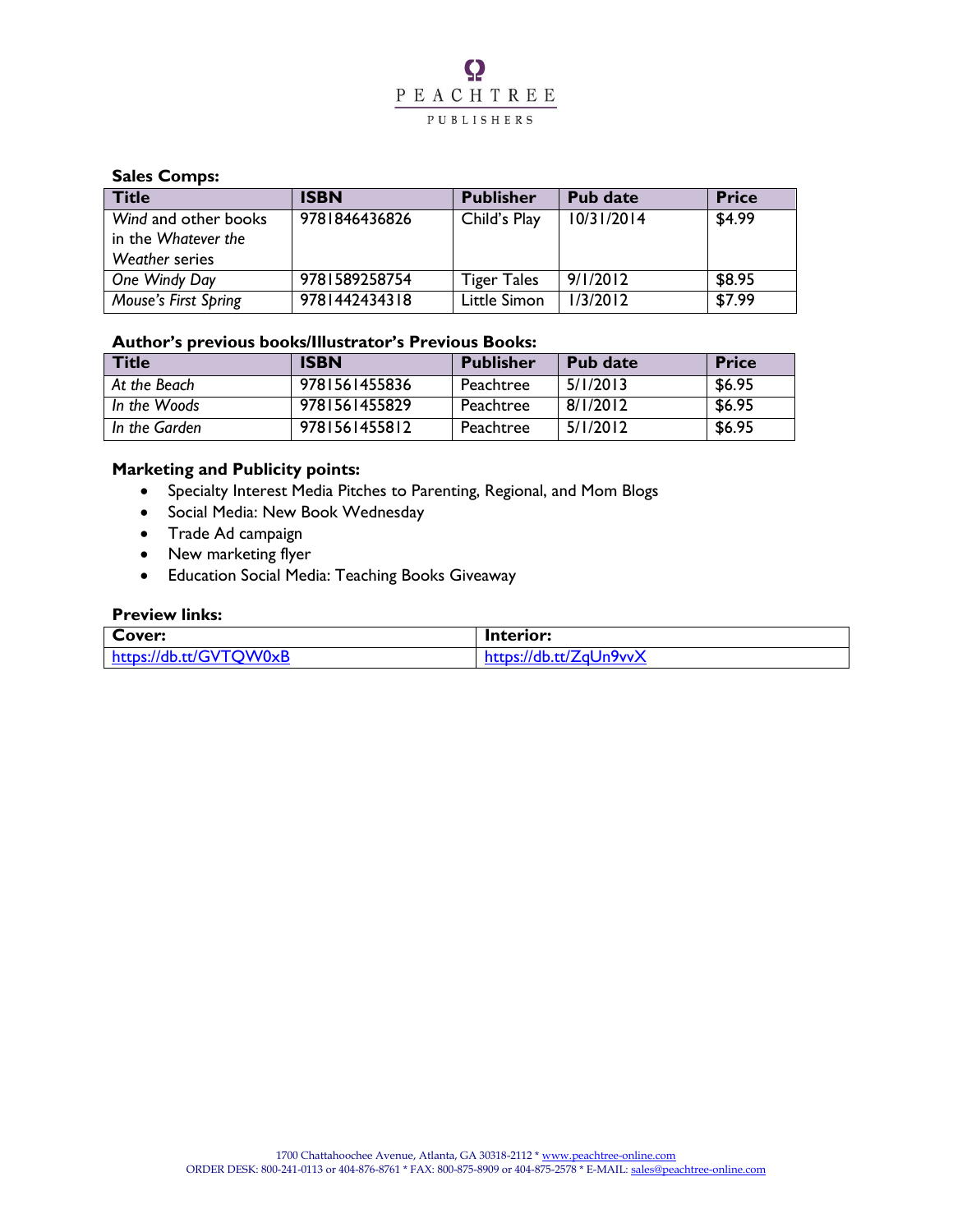**Sales Comps:**

| Title | ISBN | Publisher | Pub date | Price |
|---|---|---|---|---|
| *Wind* and other books in the *Whatever the Weather* series | 9781846436826 | Child's Play | 10/31/2014 | $4.99 |
| *One Windy Day* | 9781589258754 | Tiger Tales | 9/1/2012 | $8.95 |
| *Mouse's First Spring* | 9781442434318 | Little Simon | 1/3/2012 | $7.99 |

**Author's previous books/Illustrator's Previous Books:**

| Title | ISBN | Publisher | Pub date | Price |
|---|---|---|---|---|
| *At the Beach* | 9781561455836 | Peachtree | 5/1/2013 | $6.95 |
| *In the Woods* | 9781561455829 | Peachtree | 8/1/2012 | $6.95 |
| *In the Garden* | 9781561455812 | Peachtree | 5/1/2012 | $6.95 |

**Marketing and Publicity points:**

- Specialty Interest Media Pitches to Parenting, Regional, and Mom Blogs
- Social Media: New Book Wednesday
- Trade Ad campaign
- New marketing flyer
- Education Social Media: Teaching Books Giveaway

**Preview links:**

| Cover: | Interior: |
|---|---|
| https://db.tt/GVTQW0xB | https://db.tt/ZqUn9vvX |